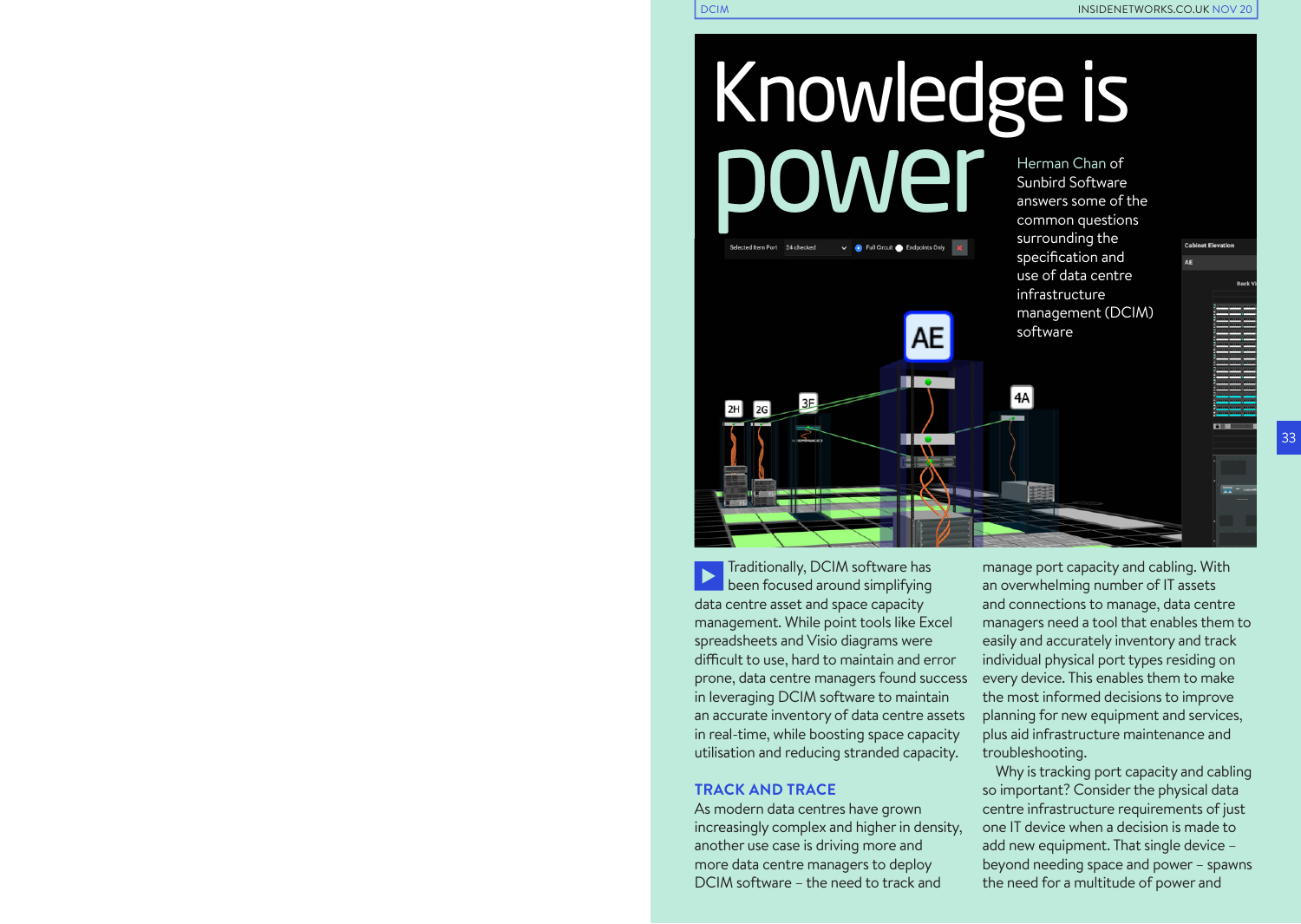# Knowledge is power

Herman Chan of Sunbird Software answers some of the common questions surrounding the specification and use of data centre infrastructure management (DCIM) software

Traditionally, DCIM software has been focused around simplifying data centre asset and space capacity management. While point tools like Excel spreadsheets and Visio diagrams were difficult to use, hard to maintain and error prone, data centre managers found success in leveraging DCIM software to maintain an accurate inventory of data centre assets in real-time, while boosting space capacity utilisation and reducing stranded capacity.

## TRACK AND TRACE

As modern data centres have grown increasingly complex and higher in density, another use case is driving more and more data centre managers to deploy DCIM software – the need to track and manage port capacity and cabling. With an overwhelming number of IT assets and connections to manage, data centre managers need a tool that enables them to easily and accurately inventory and track individual physical port types residing on every device. This enables them to make the most informed decisions to improve planning for new equipment and services, plus aid infrastructure maintenance and troubleshooting.

Why is tracking port capacity and cabling so important? Consider the physical data centre infrastructure requirements of just one IT device when a decision is made to add new equipment. That single device – beyond needing space and power – spawns the need for a multitude of power and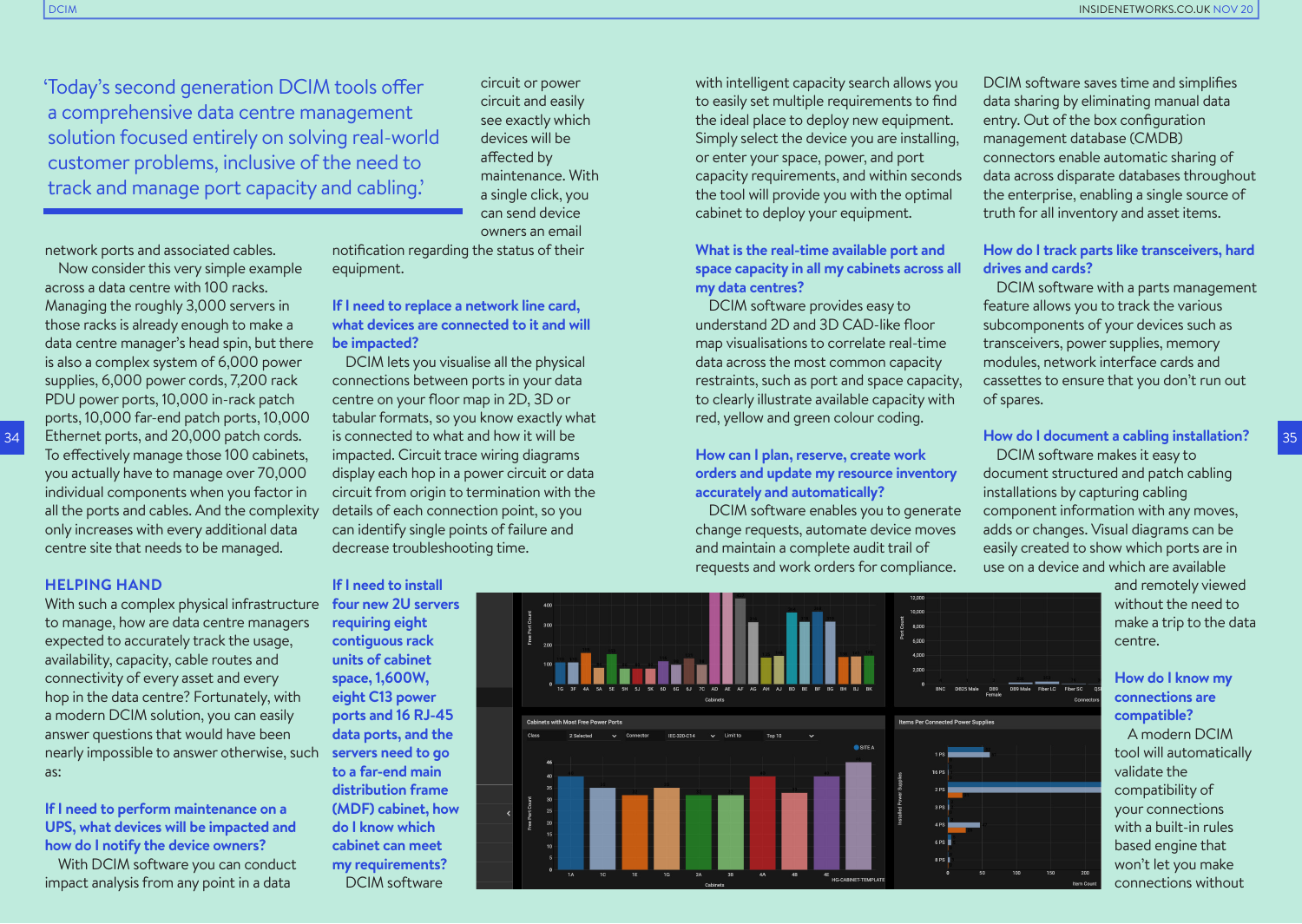> 'Today's second generation DCIM tools offer a comprehensive data centre management solution focused entirely on solving real-world customer problems, inclusive of the need to track and manage port capacity and cabling.'

network ports and associated cables.

Now consider this very simple example across a data centre with 100 racks. Managing the roughly 3,000 servers in those racks is already enough to make a data centre manager's head spin, but there is also a complex system of 6,000 power supplies, 6,000 power cords, 7,200 rack PDU power ports, 10,000 in-rack patch ports, 10,000 far-end patch ports, 10,000 Ethernet ports, and 20,000 patch cords. To effectively manage those 100 cabinets, you actually have to manage over 70,000 individual components when you factor in all the ports and cables. And the complexity only increases with every additional data centre site that needs to be managed.

## HELPING HAND

With such a complex physical infrastructure to manage, how are data centre managers expected to accurately track the usage, availability, capacity, cable routes and connectivity of every asset and every hop in the data centre? Fortunately, with a modern DCIM solution, you can easily answer questions that would have been nearly impossible to answer otherwise, such as:

### If I need to perform maintenance on a UPS, what devices will be impacted and how do I notify the device owners?

With DCIM software you can conduct impact analysis from any point in a data circuit or power circuit and easily see exactly which devices will be affected by maintenance. With a single click, you can send device owners an email notification regarding the status of their equipment.

### If I need to replace a network line card, what devices are connected to it and will be impacted?

DCIM lets you visualise all the physical connections between ports in your data centre on your floor map in 2D, 3D or tabular formats, so you know exactly what is connected to what and how it will be impacted. Circuit trace wiring diagrams display each hop in a power circuit or data circuit from origin to termination with the details of each connection point, so you can identify single points of failure and decrease troubleshooting time.

### If I need to install four new 2U servers requiring eight contiguous rack units of cabinet space, 1,600W, eight C13 power ports and 16 RJ-45 data ports, and the servers need to go to a far-end main distribution frame (MDF) cabinet, how do I know which cabinet can meet my requirements?

DCIM software with intelligent capacity search allows you to easily set multiple requirements to find the ideal place to deploy new equipment. Simply select the device you are installing, or enter your space, power, and port capacity requirements, and within seconds the tool will provide you with the optimal cabinet to deploy your equipment.

### What is the real-time available port and space capacity in all my cabinets across all my data centres?

DCIM software provides easy to understand 2D and 3D CAD-like floor map visualisations to correlate real-time data across the most common capacity restraints, such as port and space capacity, to clearly illustrate available capacity with red, yellow and green colour coding.

### How can I plan, reserve, create work orders and update my resource inventory accurately and automatically?

DCIM software enables you to generate change requests, automate device moves and maintain a complete audit trail of requests and work orders for compliance. DCIM software saves time and simplifies data sharing by eliminating manual data entry. Out of the box configuration management database (CMDB) connectors enable automatic sharing of data across disparate databases throughout the enterprise, enabling a single source of truth for all inventory and asset items.

### How do I track parts like transceivers, hard drives and cards?

DCIM software with a parts management feature allows you to track the various subcomponents of your devices such as transceivers, power supplies, memory modules, network interface cards and cassettes to ensure that you don't run out of spares.

### How do I document a cabling installation?

DCIM software makes it easy to document structured and patch cabling installations by capturing cabling component information with any moves, adds or changes. Visual diagrams can be easily created to show which ports are in use on a device and which are available and remotely viewed without the need to make a trip to the data centre.

### How do I know my connections are compatible?

A modern DCIM tool will automatically validate the compatibility of your connections with a built-in rules based engine that won't let you make connections without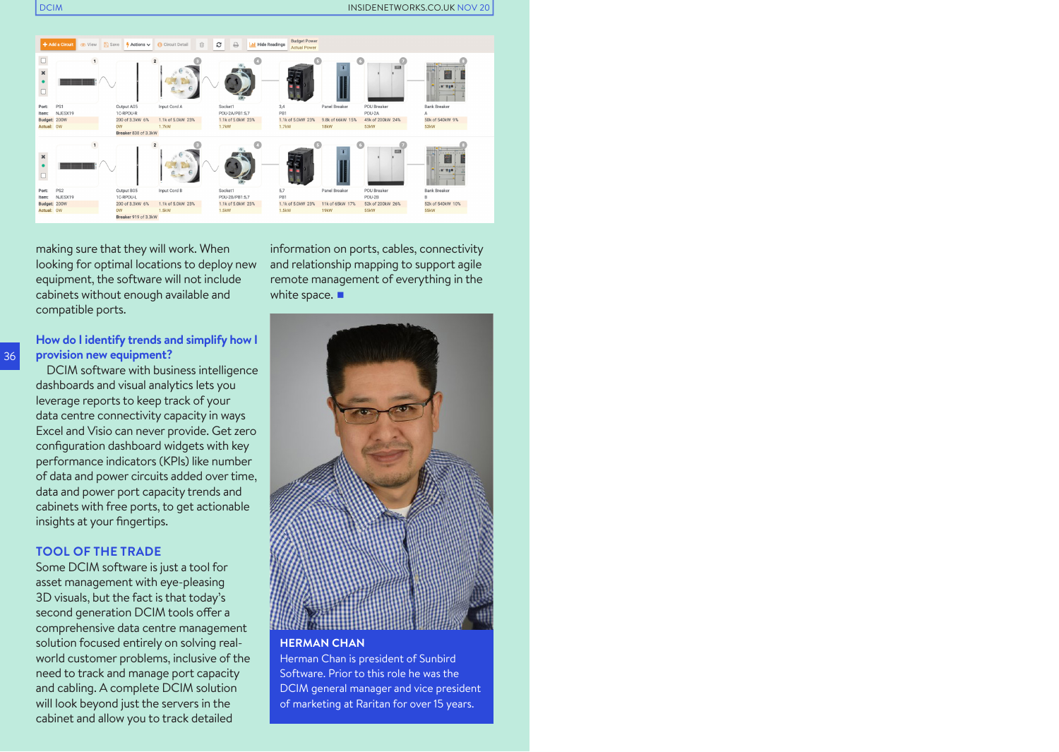making sure that they will work. When looking for optimal locations to deploy new equipment, the software will not include cabinets without enough available and compatible ports.

### How do I identify trends and simplify how I provision new equipment?

DCIM software with business intelligence dashboards and visual analytics lets you leverage reports to keep track of your data centre connectivity capacity in ways Excel and Visio can never provide. Get zero configuration dashboard widgets with key performance indicators (KPIs) like number of data and power circuits added over time, data and power port capacity trends and cabinets with free ports, to get actionable insights at your fingertips.

## TOOL OF THE TRADE

Some DCIM software is just a tool for asset management with eye-pleasing 3D visuals, but the fact is that today's second generation DCIM tools offer a comprehensive data centre management solution focused entirely on solving real-world customer problems, inclusive of the need to track and manage port capacity and cabling. A complete DCIM solution will look beyond just the servers in the cabinet and allow you to track detailed information on ports, cables, connectivity and relationship mapping to support agile remote management of everything in the white space. ■

**HERMAN CHAN**

Herman Chan is president of Sunbird Software. Prior to this role he was the DCIM general manager and vice president of marketing at Raritan for over 15 years.